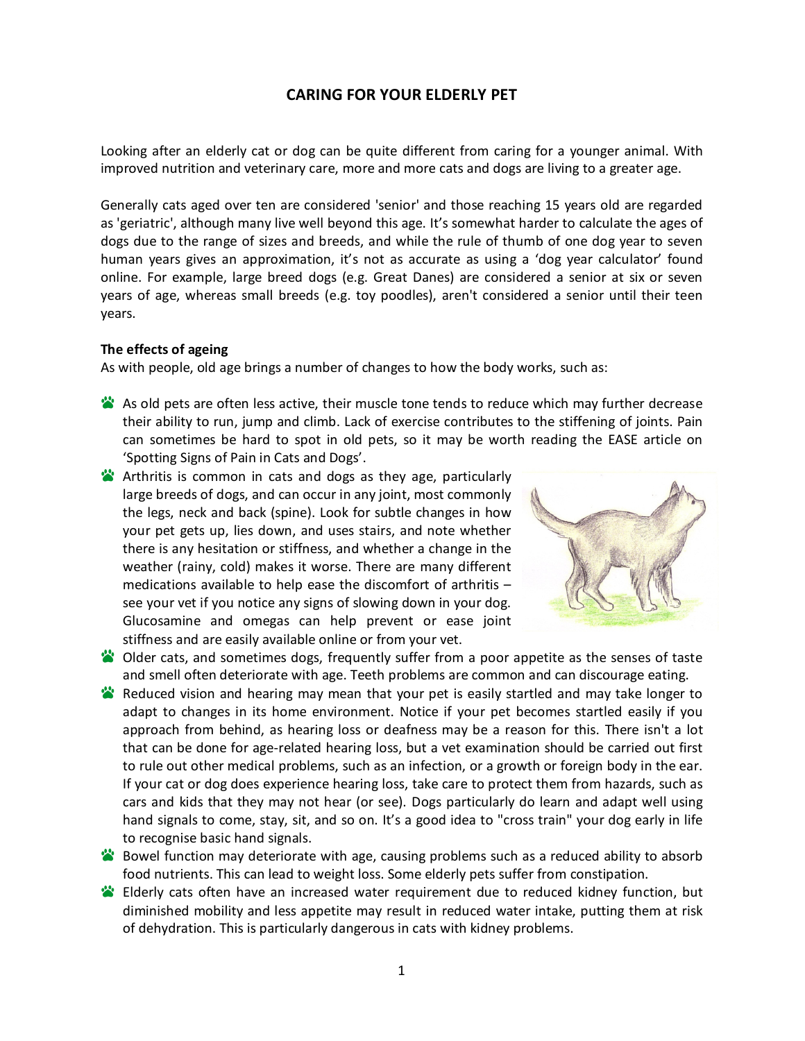# CARING FOR YOUR ELDERLY PET

Looking after an elderly cat or dog can be quite different from caring for a younger animal. With improved nutrition and veterinary care, more and more cats and dogs are living to a greater age.

Generally cats aged over ten are considered 'senior' and those reaching 15 years old are regarded as 'geriatric', although many live well beyond this age. It's somewhat harder to calculate the ages of dogs due to the range of sizes and breeds, and while the rule of thumb of one dog year to seven human years gives an approximation, it's not as accurate as using a 'dog year calculator' found online. For example, large breed dogs (e.g. Great Danes) are considered a senior at six or seven years of age, whereas small breeds (e.g. toy poodles), aren't considered a senior until their teen years.

### The effects of ageing

As with people, old age brings a number of changes to how the body works, such as:

- As old pets are often less active, their muscle tone tends to reduce which may further decrease their ability to run, jump and climb. Lack of exercise contributes to the stiffening of joints. Pain can sometimes be hard to spot in old pets, so it may be worth reading the EASE article on 'Spotting Signs of Pain in Cats and Dogs'.
- Arthritis is common in cats and dogs as they age, particularly large breeds of dogs, and can occur in any joint, most commonly the legs, neck and back (spine). Look for subtle changes in how your pet gets up, lies down, and uses stairs, and note whether there is any hesitation or stiffness, and whether a change in the weather (rainy, cold) makes it worse. There are many different medications available to help ease the discomfort of arthritis – see your vet if you notice any signs of slowing down in your dog. Glucosamine and omegas can help prevent or ease joint stiffness and are easily available online or from your vet.
- Older cats, and sometimes dogs, frequently suffer from a poor appetite as the senses of taste and smell often deteriorate with age. Teeth problems are common and can discourage eating.
- Reduced vision and hearing may mean that your pet is easily startled and may take longer to adapt to changes in its home environment. Notice if your pet becomes startled easily if you approach from behind, as hearing loss or deafness may be a reason for this. There isn't a lot that can be done for age-related hearing loss, but a vet examination should be carried out first to rule out other medical problems, such as an infection, or a growth or foreign body in the ear. If your cat or dog does experience hearing loss, take care to protect them from hazards, such as cars and kids that they may not hear (or see). Dogs particularly do learn and adapt well using hand signals to come, stay, sit, and so on. It's a good idea to "cross train" your dog early in life to recognise basic hand signals.
- Bowel function may deteriorate with age, causing problems such as a reduced ability to absorb food nutrients. This can lead to weight loss. Some elderly pets suffer from constipation.
- Elderly cats often have an increased water requirement due to reduced kidney function, but diminished mobility and less appetite may result in reduced water intake, putting them at risk of dehydration. This is particularly dangerous in cats with kidney problems.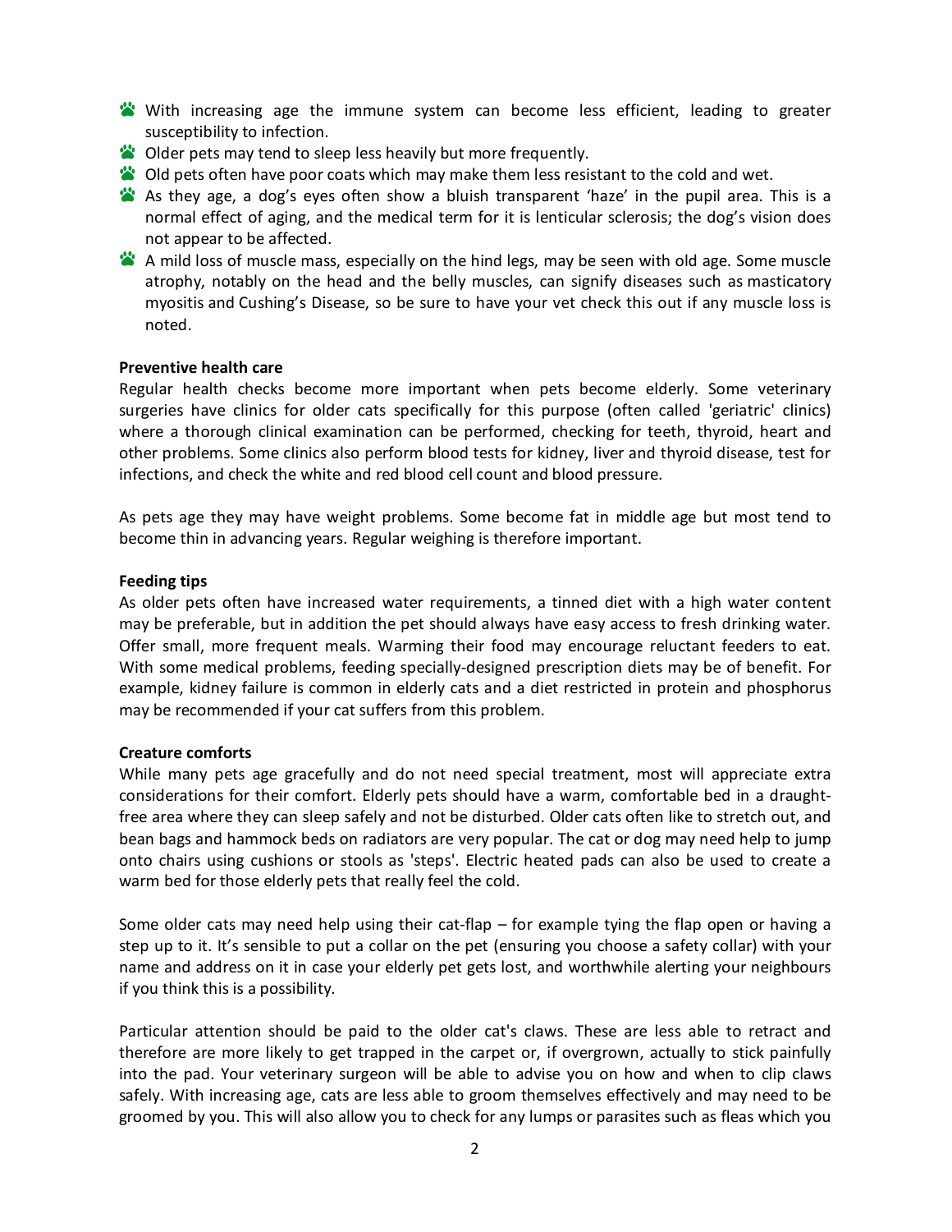- With increasing age the immune system can become less efficient, leading to greater susceptibility to infection.
- Older pets may tend to sleep less heavily but more frequently.
- Old pets often have poor coats which may make them less resistant to the cold and wet.
- As they age, a dog's eyes often show a bluish transparent 'haze' in the pupil area. This is a normal effect of aging, and the medical term for it is lenticular sclerosis; the dog's vision does not appear to be affected.
- A mild loss of muscle mass, especially on the hind legs, may be seen with old age. Some muscle atrophy, notably on the head and the belly muscles, can signify diseases such as masticatory myositis and Cushing's Disease, so be sure to have your vet check this out if any muscle loss is noted.

**Preventive health care**

Regular health checks become more important when pets become elderly. Some veterinary surgeries have clinics for older cats specifically for this purpose (often called 'geriatric' clinics) where a thorough clinical examination can be performed, checking for teeth, thyroid, heart and other problems. Some clinics also perform blood tests for kidney, liver and thyroid disease, test for infections, and check the white and red blood cell count and blood pressure.

As pets age they may have weight problems. Some become fat in middle age but most tend to become thin in advancing years. Regular weighing is therefore important.

**Feeding tips**

As older pets often have increased water requirements, a tinned diet with a high water content may be preferable, but in addition the pet should always have easy access to fresh drinking water. Offer small, more frequent meals. Warming their food may encourage reluctant feeders to eat. With some medical problems, feeding specially-designed prescription diets may be of benefit. For example, kidney failure is common in elderly cats and a diet restricted in protein and phosphorus may be recommended if your cat suffers from this problem.

**Creature comforts**

While many pets age gracefully and do not need special treatment, most will appreciate extra considerations for their comfort. Elderly pets should have a warm, comfortable bed in a draught-free area where they can sleep safely and not be disturbed. Older cats often like to stretch out, and bean bags and hammock beds on radiators are very popular. The cat or dog may need help to jump onto chairs using cushions or stools as 'steps'. Electric heated pads can also be used to create a warm bed for those elderly pets that really feel the cold.

Some older cats may need help using their cat-flap – for example tying the flap open or having a step up to it. It's sensible to put a collar on the pet (ensuring you choose a safety collar) with your name and address on it in case your elderly pet gets lost, and worthwhile alerting your neighbours if you think this is a possibility.

Particular attention should be paid to the older cat's claws. These are less able to retract and therefore are more likely to get trapped in the carpet or, if overgrown, actually to stick painfully into the pad. Your veterinary surgeon will be able to advise you on how and when to clip claws safely. With increasing age, cats are less able to groom themselves effectively and may need to be groomed by you. This will also allow you to check for any lumps or parasites such as fleas which you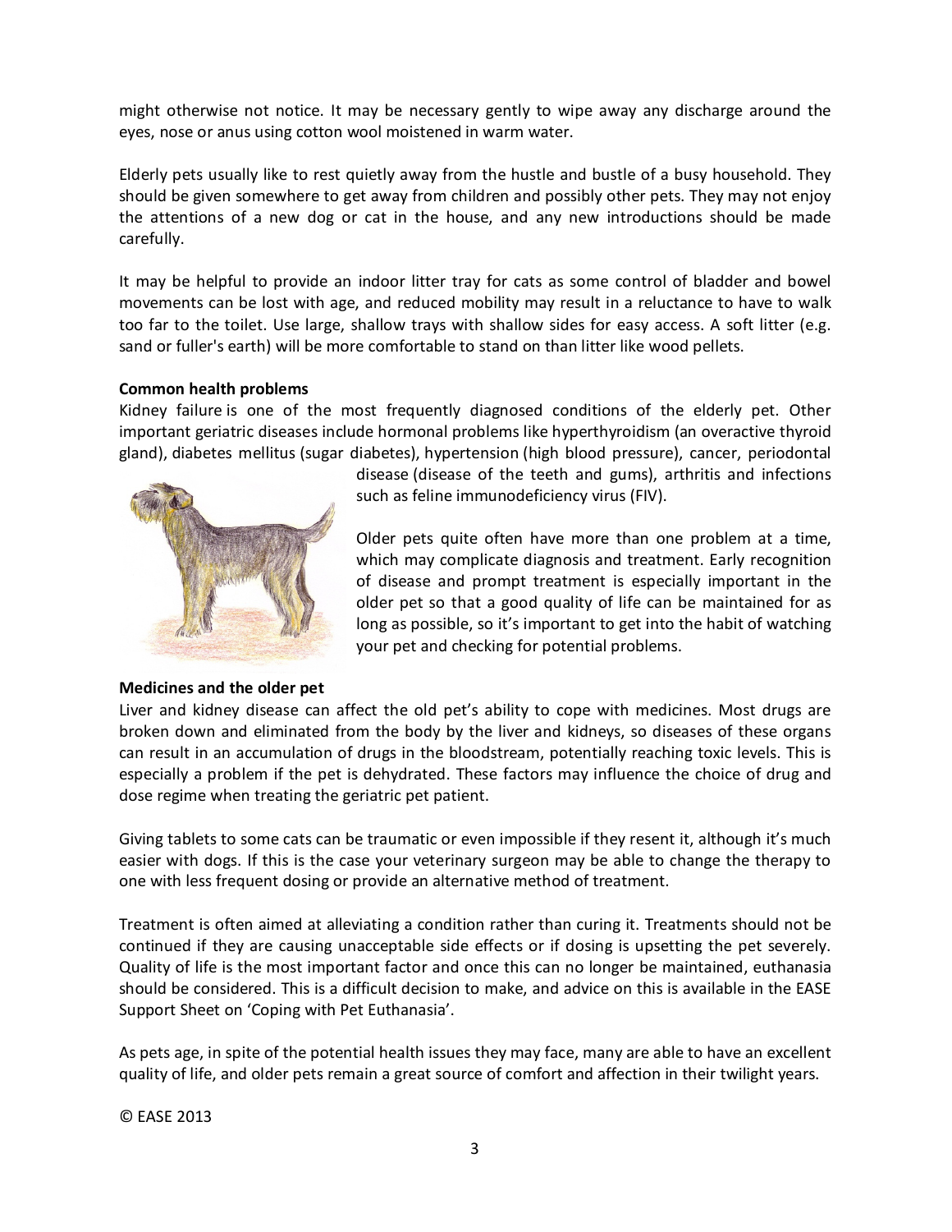might otherwise not notice. It may be necessary gently to wipe away any discharge around the eyes, nose or anus using cotton wool moistened in warm water.

Elderly pets usually like to rest quietly away from the hustle and bustle of a busy household. They should be given somewhere to get away from children and possibly other pets. They may not enjoy the attentions of a new dog or cat in the house, and any new introductions should be made carefully.

It may be helpful to provide an indoor litter tray for cats as some control of bladder and bowel movements can be lost with age, and reduced mobility may result in a reluctance to have to walk too far to the toilet. Use large, shallow trays with shallow sides for easy access. A soft litter (e.g. sand or fuller's earth) will be more comfortable to stand on than litter like wood pellets.

**Common health problems**

Kidney failure is one of the most frequently diagnosed conditions of the elderly pet. Other important geriatric diseases include hormonal problems like hyperthyroidism (an overactive thyroid gland), diabetes mellitus (sugar diabetes), hypertension (high blood pressure), cancer, periodontal disease (disease of the teeth and gums), arthritis and infections such as feline immunodeficiency virus (FIV).

Older pets quite often have more than one problem at a time, which may complicate diagnosis and treatment. Early recognition of disease and prompt treatment is especially important in the older pet so that a good quality of life can be maintained for as long as possible, so it's important to get into the habit of watching your pet and checking for potential problems.

**Medicines and the older pet**

Liver and kidney disease can affect the old pet's ability to cope with medicines. Most drugs are broken down and eliminated from the body by the liver and kidneys, so diseases of these organs can result in an accumulation of drugs in the bloodstream, potentially reaching toxic levels. This is especially a problem if the pet is dehydrated. These factors may influence the choice of drug and dose regime when treating the geriatric pet patient.

Giving tablets to some cats can be traumatic or even impossible if they resent it, although it's much easier with dogs. If this is the case your veterinary surgeon may be able to change the therapy to one with less frequent dosing or provide an alternative method of treatment.

Treatment is often aimed at alleviating a condition rather than curing it. Treatments should not be continued if they are causing unacceptable side effects or if dosing is upsetting the pet severely. Quality of life is the most important factor and once this can no longer be maintained, euthanasia should be considered. This is a difficult decision to make, and advice on this is available in the EASE Support Sheet on 'Coping with Pet Euthanasia'.

As pets age, in spite of the potential health issues they may face, many are able to have an excellent quality of life, and older pets remain a great source of comfort and affection in their twilight years.

© EASE 2013